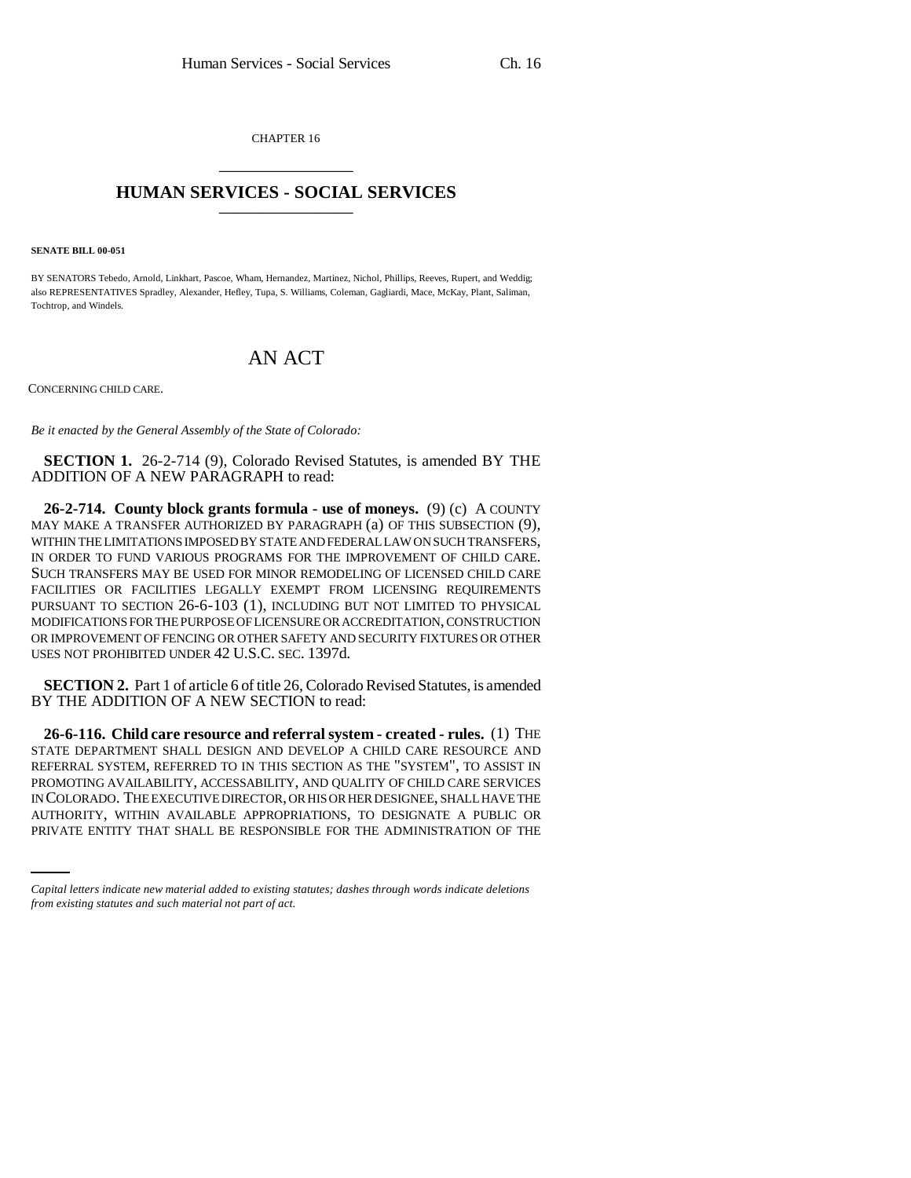CHAPTER 16

# HUMAN SERVICES - SOCIAL SERVICES

**SENATE BILL 00-051**

BY SENATORS Tebedo, Arnold, Linkhart, Pascoe, Wham, Hernandez, Martinez, Nichol, Phillips, Reeves, Rupert, and Weddig; also REPRESENTATIVES Spradley, Alexander, Hefley, Tupa, S. Williams, Coleman, Gagliardi, Mace, McKay, Plant, Saliman, Tochtrop, and Windels.

## AN ACT

CONCERNING CHILD CARE.

*Be it enacted by the General Assembly of the State of Colorado:*

**SECTION 1.** 26-2-714 (9), Colorado Revised Statutes, is amended BY THE ADDITION OF A NEW PARAGRAPH to read:

**26-2-714. County block grants formula - use of moneys.** (9) (c) A COUNTY MAY MAKE A TRANSFER AUTHORIZED BY PARAGRAPH (a) OF THIS SUBSECTION (9), WITHIN THE LIMITATIONS IMPOSED BY STATE AND FEDERAL LAW ON SUCH TRANSFERS, IN ORDER TO FUND VARIOUS PROGRAMS FOR THE IMPROVEMENT OF CHILD CARE. SUCH TRANSFERS MAY BE USED FOR MINOR REMODELING OF LICENSED CHILD CARE FACILITIES OR FACILITIES LEGALLY EXEMPT FROM LICENSING REQUIREMENTS PURSUANT TO SECTION 26-6-103 (1), INCLUDING BUT NOT LIMITED TO PHYSICAL MODIFICATIONS FOR THE PURPOSE OF LICENSURE OR ACCREDITATION, CONSTRUCTION OR IMPROVEMENT OF FENCING OR OTHER SAFETY AND SECURITY FIXTURES OR OTHER USES NOT PROHIBITED UNDER 42 U.S.C. SEC. 1397d.

**SECTION 2.** Part 1 of article 6 of title 26, Colorado Revised Statutes, is amended BY THE ADDITION OF A NEW SECTION to read:

**26-6-116. Child care resource and referral system - created - rules.** (1) THE STATE DEPARTMENT SHALL DESIGN AND DEVELOP A CHILD CARE RESOURCE AND REFERRAL SYSTEM, REFERRED TO IN THIS SECTION AS THE "SYSTEM", TO ASSIST IN PROMOTING AVAILABILITY, ACCESSABILITY, AND QUALITY OF CHILD CARE SERVICES IN COLORADO. THE EXECUTIVE DIRECTOR, OR HIS OR HER DESIGNEE, SHALL HAVE THE AUTHORITY, WITHIN AVAILABLE APPROPRIATIONS, TO DESIGNATE A PUBLIC OR PRIVATE ENTITY THAT SHALL BE RESPONSIBLE FOR THE ADMINISTRATION OF THE

*Capital letters indicate new material added to existing statutes; dashes through words indicate deletions from existing statutes and such material not part of act.*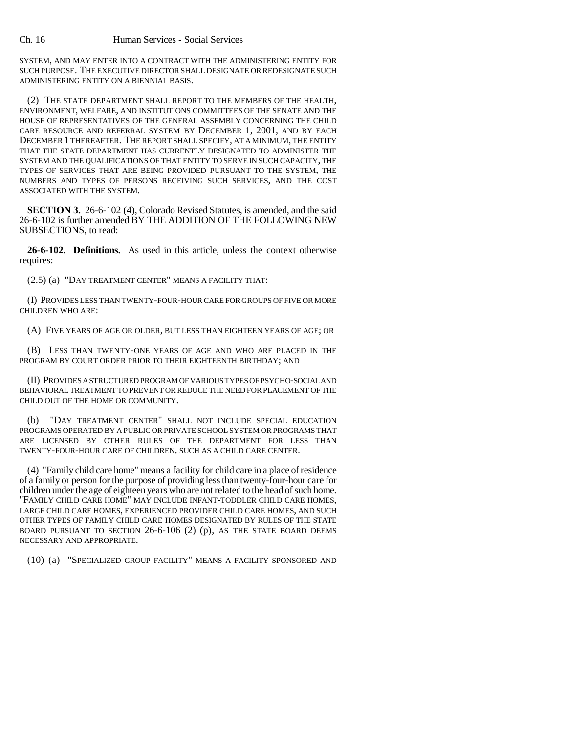SYSTEM, AND MAY ENTER INTO A CONTRACT WITH THE ADMINISTERING ENTITY FOR SUCH PURPOSE. THE EXECUTIVE DIRECTOR SHALL DESIGNATE OR REDESIGNATE SUCH ADMINISTERING ENTITY ON A BIENNIAL BASIS.

(2) THE STATE DEPARTMENT SHALL REPORT TO THE MEMBERS OF THE HEALTH, ENVIRONMENT, WELFARE, AND INSTITUTIONS COMMITTEES OF THE SENATE AND THE HOUSE OF REPRESENTATIVES OF THE GENERAL ASSEMBLY CONCERNING THE CHILD CARE RESOURCE AND REFERRAL SYSTEM BY DECEMBER 1, 2001, AND BY EACH DECEMBER 1 THEREAFTER. THE REPORT SHALL SPECIFY, AT A MINIMUM, THE ENTITY THAT THE STATE DEPARTMENT HAS CURRENTLY DESIGNATED TO ADMINISTER THE SYSTEM AND THE QUALIFICATIONS OF THAT ENTITY TO SERVE IN SUCH CAPACITY, THE TYPES OF SERVICES THAT ARE BEING PROVIDED PURSUANT TO THE SYSTEM, THE NUMBERS AND TYPES OF PERSONS RECEIVING SUCH SERVICES, AND THE COST ASSOCIATED WITH THE SYSTEM.

**SECTION 3.** 26-6-102 (4), Colorado Revised Statutes, is amended, and the said 26-6-102 is further amended BY THE ADDITION OF THE FOLLOWING NEW SUBSECTIONS, to read:

**26-6-102. Definitions.** As used in this article, unless the context otherwise requires:

(2.5) (a) "DAY TREATMENT CENTER" MEANS A FACILITY THAT:

(I) PROVIDES LESS THAN TWENTY-FOUR-HOUR CARE FOR GROUPS OF FIVE OR MORE CHILDREN WHO ARE:

(A) FIVE YEARS OF AGE OR OLDER, BUT LESS THAN EIGHTEEN YEARS OF AGE; OR

(B) LESS THAN TWENTY-ONE YEARS OF AGE AND WHO ARE PLACED IN THE PROGRAM BY COURT ORDER PRIOR TO THEIR EIGHTEENTH BIRTHDAY; AND

(II) PROVIDES A STRUCTURED PROGRAM OF VARIOUS TYPES OF PSYCHO-SOCIAL AND BEHAVIORAL TREATMENT TO PREVENT OR REDUCE THE NEED FOR PLACEMENT OF THE CHILD OUT OF THE HOME OR COMMUNITY.

(b) "DAY TREATMENT CENTER" SHALL NOT INCLUDE SPECIAL EDUCATION PROGRAMS OPERATED BY A PUBLIC OR PRIVATE SCHOOL SYSTEM OR PROGRAMS THAT ARE LICENSED BY OTHER RULES OF THE DEPARTMENT FOR LESS THAN TWENTY-FOUR-HOUR CARE OF CHILDREN, SUCH AS A CHILD CARE CENTER.

(4) "Family child care home" means a facility for child care in a place of residence of a family or person for the purpose of providing less than twenty-four-hour care for children under the age of eighteen years who are not related to the head of such home. "FAMILY CHILD CARE HOME" MAY INCLUDE INFANT-TODDLER CHILD CARE HOMES, LARGE CHILD CARE HOMES, EXPERIENCED PROVIDER CHILD CARE HOMES, AND SUCH OTHER TYPES OF FAMILY CHILD CARE HOMES DESIGNATED BY RULES OF THE STATE BOARD PURSUANT TO SECTION 26-6-106 (2) (p), AS THE STATE BOARD DEEMS NECESSARY AND APPROPRIATE.

(10) (a) "SPECIALIZED GROUP FACILITY" MEANS A FACILITY SPONSORED AND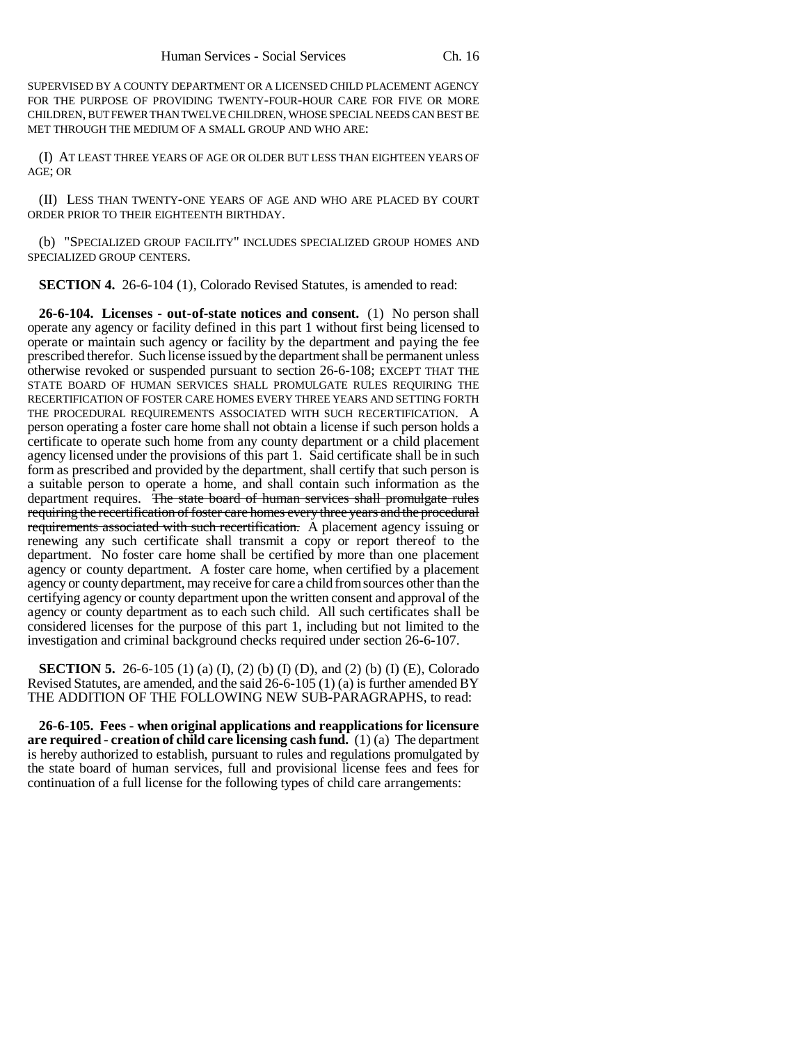SUPERVISED BY A COUNTY DEPARTMENT OR A LICENSED CHILD PLACEMENT AGENCY FOR THE PURPOSE OF PROVIDING TWENTY-FOUR-HOUR CARE FOR FIVE OR MORE CHILDREN, BUT FEWER THAN TWELVE CHILDREN, WHOSE SPECIAL NEEDS CAN BEST BE MET THROUGH THE MEDIUM OF A SMALL GROUP AND WHO ARE:

(I) AT LEAST THREE YEARS OF AGE OR OLDER BUT LESS THAN EIGHTEEN YEARS OF AGE; OR

(II) LESS THAN TWENTY-ONE YEARS OF AGE AND WHO ARE PLACED BY COURT ORDER PRIOR TO THEIR EIGHTEENTH BIRTHDAY.

(b) "SPECIALIZED GROUP FACILITY" INCLUDES SPECIALIZED GROUP HOMES AND SPECIALIZED GROUP CENTERS.

**SECTION 4.** 26-6-104 (1), Colorado Revised Statutes, is amended to read:

**26-6-104. Licenses - out-of-state notices and consent.** (1) No person shall operate any agency or facility defined in this part 1 without first being licensed to operate or maintain such agency or facility by the department and paying the fee prescribed therefor. Such license issued by the department shall be permanent unless otherwise revoked or suspended pursuant to section 26-6-108; EXCEPT THAT THE STATE BOARD OF HUMAN SERVICES SHALL PROMULGATE RULES REQUIRING THE RECERTIFICATION OF FOSTER CARE HOMES EVERY THREE YEARS AND SETTING FORTH THE PROCEDURAL REQUIREMENTS ASSOCIATED WITH SUCH RECERTIFICATION. A person operating a foster care home shall not obtain a license if such person holds a certificate to operate such home from any county department or a child placement agency licensed under the provisions of this part 1. Said certificate shall be in such form as prescribed and provided by the department, shall certify that such person is a suitable person to operate a home, and shall contain such information as the department requires. ~~The state board of human services shall promulgate rules requiring the recertification of foster care homes every three years and the procedural requirements associated with such recertification.~~ A placement agency issuing or renewing any such certificate shall transmit a copy or report thereof to the department. No foster care home shall be certified by more than one placement agency or county department. A foster care home, when certified by a placement agency or county department, may receive for care a child from sources other than the certifying agency or county department upon the written consent and approval of the agency or county department as to each such child. All such certificates shall be considered licenses for the purpose of this part 1, including but not limited to the investigation and criminal background checks required under section 26-6-107.

**SECTION 5.** 26-6-105 (1) (a) (I), (2) (b) (I) (D), and (2) (b) (I) (E), Colorado Revised Statutes, are amended, and the said 26-6-105 (1) (a) is further amended BY THE ADDITION OF THE FOLLOWING NEW SUB-PARAGRAPHS, to read:

**26-6-105. Fees - when original applications and reapplications for licensure are required - creation of child care licensing cash fund.** (1) (a) The department is hereby authorized to establish, pursuant to rules and regulations promulgated by the state board of human services, full and provisional license fees and fees for continuation of a full license for the following types of child care arrangements: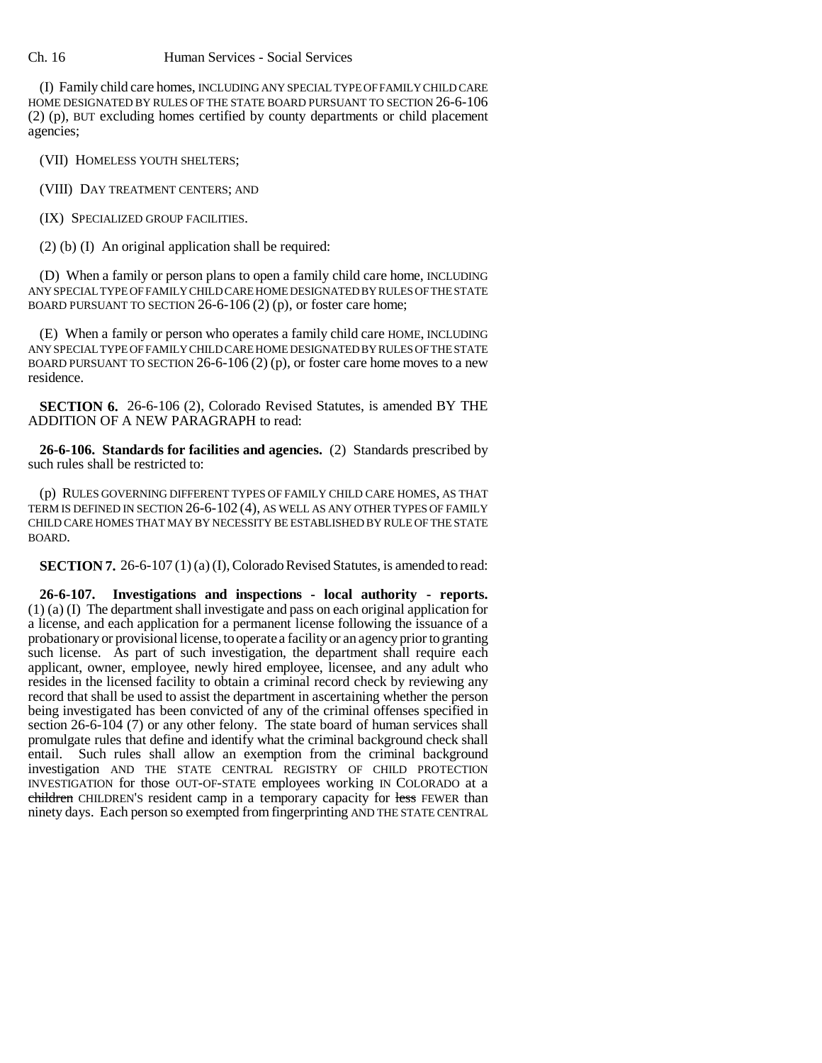(I) Family child care homes, INCLUDING ANY SPECIAL TYPE OF FAMILY CHILD CARE HOME DESIGNATED BY RULES OF THE STATE BOARD PURSUANT TO SECTION 26-6-106 (2) (p), BUT excluding homes certified by county departments or child placement agencies;

(VII) HOMELESS YOUTH SHELTERS;

(VIII) DAY TREATMENT CENTERS; AND

(IX) SPECIALIZED GROUP FACILITIES.

(2) (b) (I) An original application shall be required:

(D) When a family or person plans to open a family child care home, INCLUDING ANY SPECIAL TYPE OF FAMILY CHILD CARE HOME DESIGNATED BY RULES OF THE STATE BOARD PURSUANT TO SECTION 26-6-106 (2) (p), or foster care home;

(E) When a family or person who operates a family child care HOME, INCLUDING ANY SPECIAL TYPE OF FAMILY CHILD CARE HOME DESIGNATED BY RULES OF THE STATE BOARD PURSUANT TO SECTION 26-6-106 (2) (p), or foster care home moves to a new residence.

**SECTION 6.** 26-6-106 (2), Colorado Revised Statutes, is amended BY THE ADDITION OF A NEW PARAGRAPH to read:

**26-6-106. Standards for facilities and agencies.** (2) Standards prescribed by such rules shall be restricted to:

(p) RULES GOVERNING DIFFERENT TYPES OF FAMILY CHILD CARE HOMES, AS THAT TERM IS DEFINED IN SECTION 26-6-102 (4), AS WELL AS ANY OTHER TYPES OF FAMILY CHILD CARE HOMES THAT MAY BY NECESSITY BE ESTABLISHED BY RULE OF THE STATE BOARD.

**SECTION 7.** 26-6-107 (1) (a) (I), Colorado Revised Statutes, is amended to read:

**26-6-107. Investigations and inspections - local authority - reports.** (1) (a) (I) The department shall investigate and pass on each original application for a license, and each application for a permanent license following the issuance of a probationary or provisional license, to operate a facility or an agency prior to granting such license. As part of such investigation, the department shall require each applicant, owner, employee, newly hired employee, licensee, and any adult who resides in the licensed facility to obtain a criminal record check by reviewing any record that shall be used to assist the department in ascertaining whether the person being investigated has been convicted of any of the criminal offenses specified in section 26-6-104 (7) or any other felony. The state board of human services shall promulgate rules that define and identify what the criminal background check shall entail. Such rules shall allow an exemption from the criminal background investigation AND THE STATE CENTRAL REGISTRY OF CHILD PROTECTION INVESTIGATION for those OUT-OF-STATE employees working IN COLORADO at a ~~children~~ CHILDREN'S resident camp in a temporary capacity for ~~less~~ FEWER than ninety days. Each person so exempted from fingerprinting AND THE STATE CENTRAL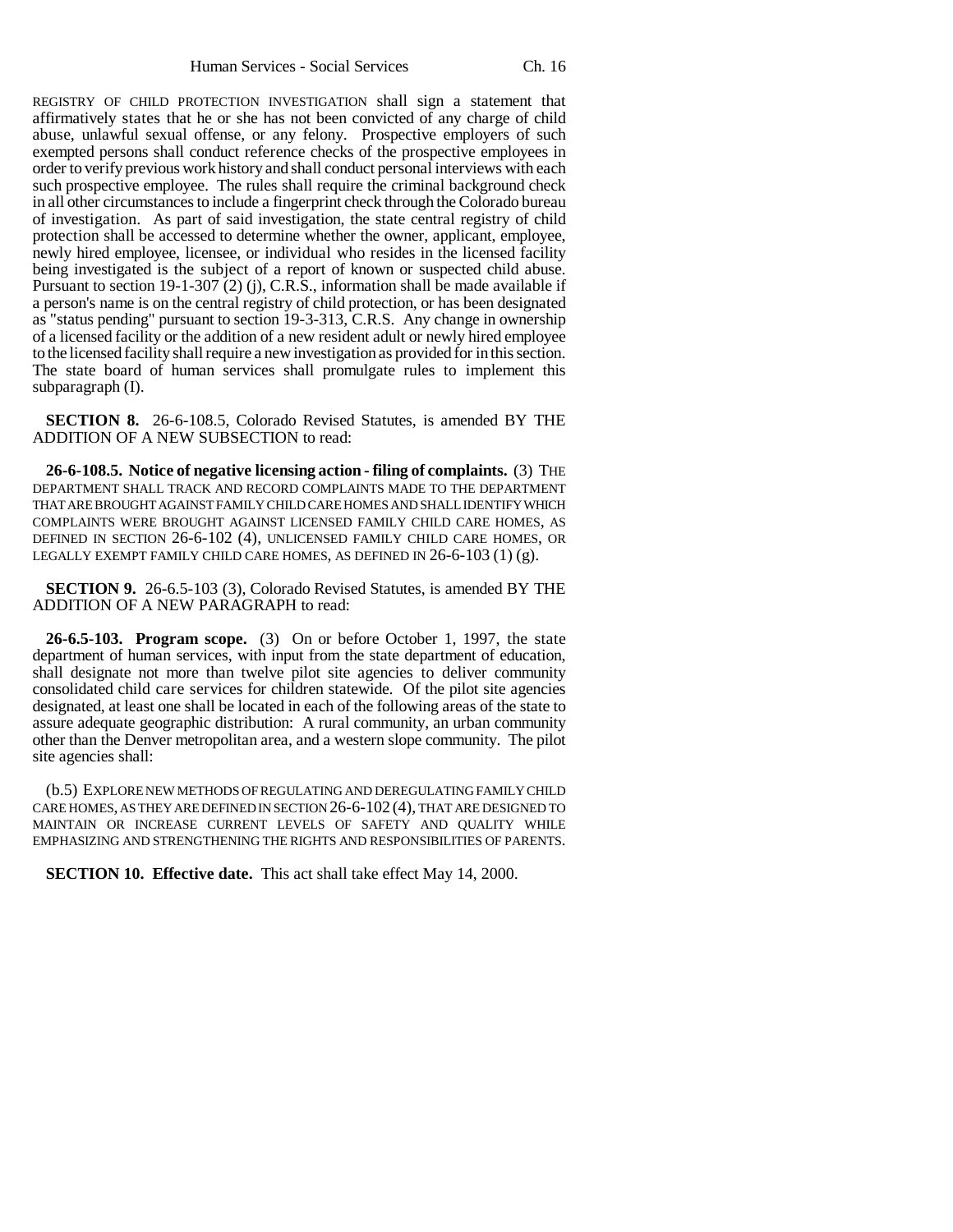REGISTRY OF CHILD PROTECTION INVESTIGATION shall sign a statement that affirmatively states that he or she has not been convicted of any charge of child abuse, unlawful sexual offense, or any felony. Prospective employers of such exempted persons shall conduct reference checks of the prospective employees in order to verify previous work history and shall conduct personal interviews with each such prospective employee. The rules shall require the criminal background check in all other circumstances to include a fingerprint check through the Colorado bureau of investigation. As part of said investigation, the state central registry of child protection shall be accessed to determine whether the owner, applicant, employee, newly hired employee, licensee, or individual who resides in the licensed facility being investigated is the subject of a report of known or suspected child abuse. Pursuant to section 19-1-307 (2) (j), C.R.S., information shall be made available if a person's name is on the central registry of child protection, or has been designated as "status pending" pursuant to section 19-3-313, C.R.S. Any change in ownership of a licensed facility or the addition of a new resident adult or newly hired employee to the licensed facility shall require a new investigation as provided for in this section. The state board of human services shall promulgate rules to implement this subparagraph (I).

**SECTION 8.** 26-6-108.5, Colorado Revised Statutes, is amended BY THE ADDITION OF A NEW SUBSECTION to read:

**26-6-108.5. Notice of negative licensing action - filing of complaints.** (3) THE DEPARTMENT SHALL TRACK AND RECORD COMPLAINTS MADE TO THE DEPARTMENT THAT ARE BROUGHT AGAINST FAMILY CHILD CARE HOMES AND SHALL IDENTIFY WHICH COMPLAINTS WERE BROUGHT AGAINST LICENSED FAMILY CHILD CARE HOMES, AS DEFINED IN SECTION 26-6-102 (4), UNLICENSED FAMILY CHILD CARE HOMES, OR LEGALLY EXEMPT FAMILY CHILD CARE HOMES, AS DEFINED IN 26-6-103 (1) (g).

**SECTION 9.** 26-6.5-103 (3), Colorado Revised Statutes, is amended BY THE ADDITION OF A NEW PARAGRAPH to read:

**26-6.5-103. Program scope.** (3) On or before October 1, 1997, the state department of human services, with input from the state department of education, shall designate not more than twelve pilot site agencies to deliver community consolidated child care services for children statewide. Of the pilot site agencies designated, at least one shall be located in each of the following areas of the state to assure adequate geographic distribution: A rural community, an urban community other than the Denver metropolitan area, and a western slope community. The pilot site agencies shall:

(b.5) EXPLORE NEW METHODS OF REGULATING AND DEREGULATING FAMILY CHILD CARE HOMES, AS THEY ARE DEFINED IN SECTION 26-6-102 (4), THAT ARE DESIGNED TO MAINTAIN OR INCREASE CURRENT LEVELS OF SAFETY AND QUALITY WHILE EMPHASIZING AND STRENGTHENING THE RIGHTS AND RESPONSIBILITIES OF PARENTS.

**SECTION 10. Effective date.** This act shall take effect May 14, 2000.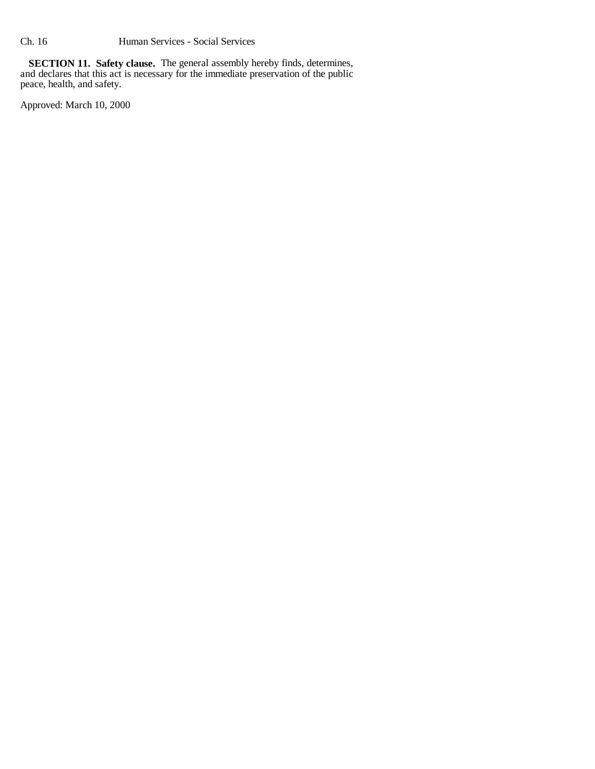**SECTION 11. Safety clause.** The general assembly hereby finds, determines, and declares that this act is necessary for the immediate preservation of the public peace, health, and safety.

Approved: March 10, 2000